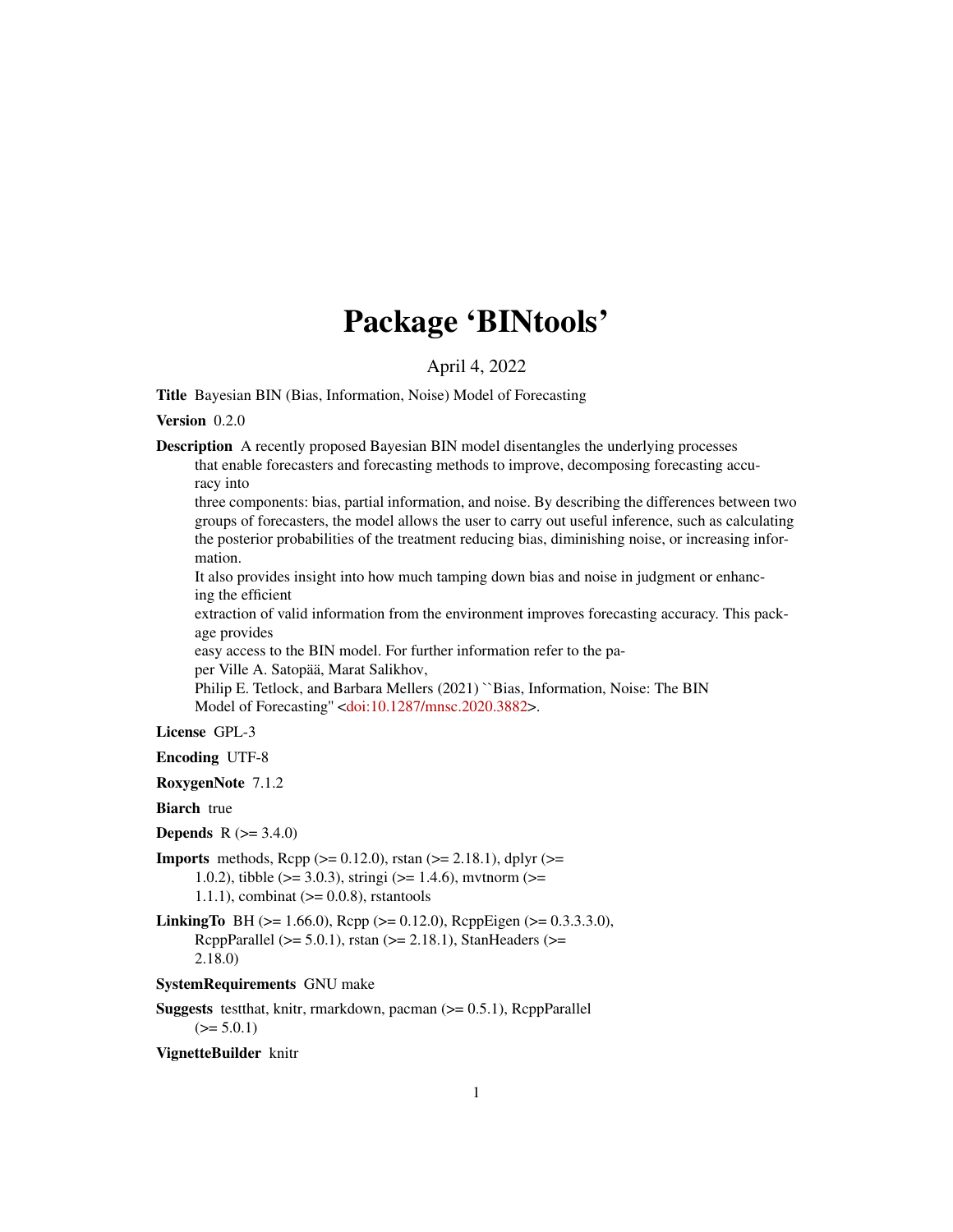# Package 'BINtools'

April 4, 2022

**Title** Bayesian BIN (Bias, Information, Noise) Model of Forecasting

**Version** 0.2.0

**Description** A recently proposed Bayesian BIN model disentangles the underlying processes that enable forecasters and forecasting methods to improve, decomposing forecasting accuracy into three components: bias, partial information, and noise. By describing the differences between two groups of forecasters, the model allows the user to carry out useful inference, such as calculating the posterior probabilities of the treatment reducing bias, diminishing noise, or increasing information. It also provides insight into how much tamping down bias and noise in judgment or enhancing the efficient extraction of valid information from the environment improves forecasting accuracy. This package provides easy access to the BIN model. For further information refer to the paper Ville A. Satopää, Marat Salikhov, Philip E. Tetlock, and Barbara Mellers (2021) ``Bias, Information, Noise: The BIN Model of Forecasting'' <doi:10.1287/mnsc.2020.3882>.

**License** GPL-3

**Encoding** UTF-8

**RoxygenNote** 7.1.2

**Biarch** true

**Depends** R (>= 3.4.0)

**Imports** methods, Rcpp (>= 0.12.0), rstan (>= 2.18.1), dplyr (>= 1.0.2), tibble (>= 3.0.3), stringi (>= 1.4.6), mvtnorm (>= 1.1.1), combinat (>= 0.0.8), rstantools

**LinkingTo** BH (>= 1.66.0), Rcpp (>= 0.12.0), RcppEigen (>= 0.3.3.3.0), RcppParallel (>= 5.0.1), rstan (>= 2.18.1), StanHeaders (>= 2.18.0)

**SystemRequirements** GNU make

**Suggests** testthat, knitr, rmarkdown, pacman (>= 0.5.1), RcppParallel (>= 5.0.1)

**VignetteBuilder** knitr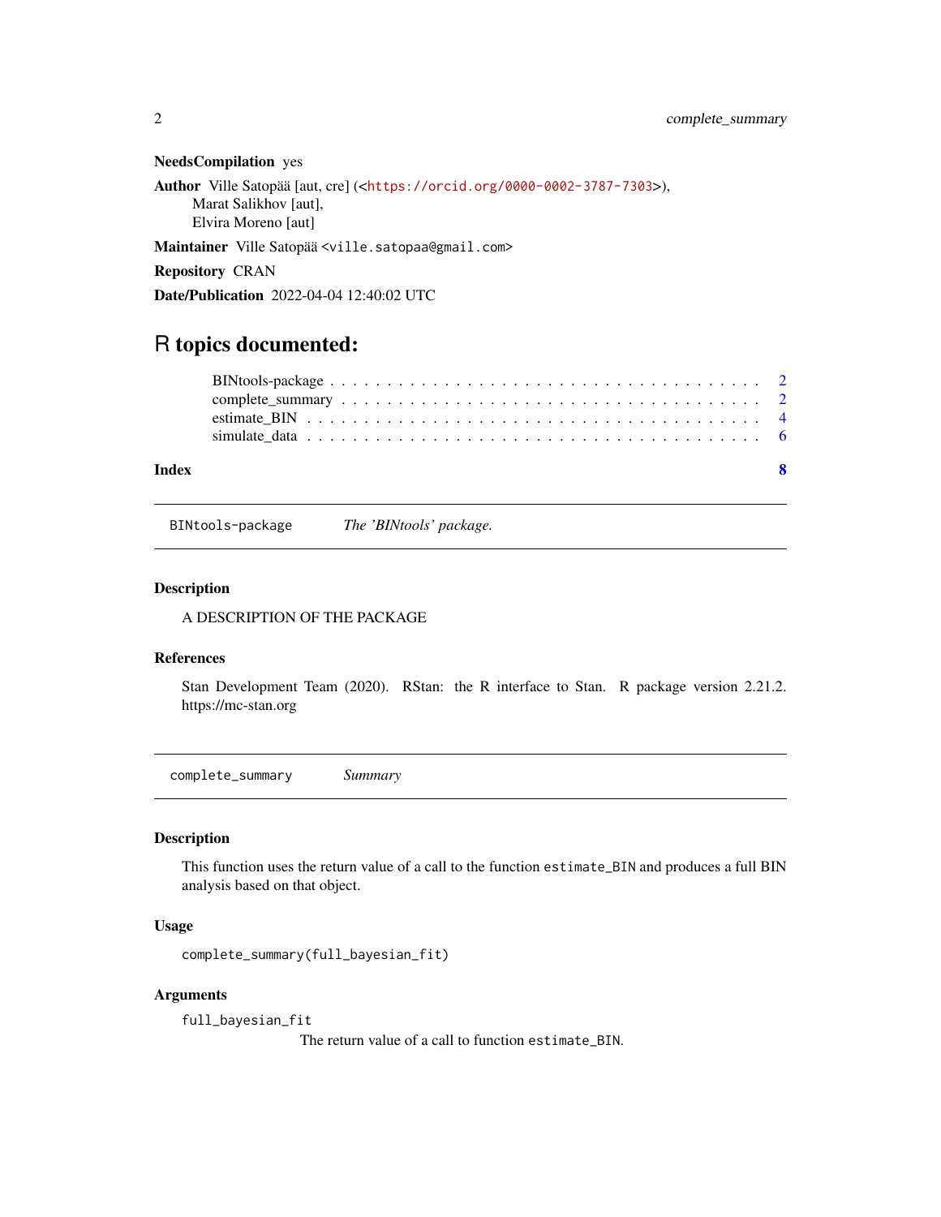**NeedsCompilation** yes

**Author** Ville Satopää [aut, cre] (<https://orcid.org/0000-0002-3787-7303>), Marat Salikhov [aut], Elvira Moreno [aut]

**Maintainer** Ville Satopää <ville.satopaa@gmail.com>

**Repository** CRAN

**Date/Publication** 2022-04-04 12:40:02 UTC

# R topics documented:

- BINtools-package . . . . . . . . . . . . . . . . . . . . . . . . . . . . . . . . . 2
- complete_summary . . . . . . . . . . . . . . . . . . . . . . . . . . . . . . . . . 2
- estimate_BIN . . . . . . . . . . . . . . . . . . . . . . . . . . . . . . . . . 4
- simulate_data . . . . . . . . . . . . . . . . . . . . . . . . . . . . . . . . . 6

**Index** 8

---

## BINtools-package *The 'BINtools' package.*

### Description

A DESCRIPTION OF THE PACKAGE

### References

Stan Development Team (2020). RStan: the R interface to Stan. R package version 2.21.2. https://mc-stan.org

---

## complete_summary *Summary*

### Description

This function uses the return value of a call to the function `estimate_BIN` and produces a full BIN analysis based on that object.

### Usage

```
complete_summary(full_bayesian_fit)
```

### Arguments

`full_bayesian_fit`
The return value of a call to function `estimate_BIN`.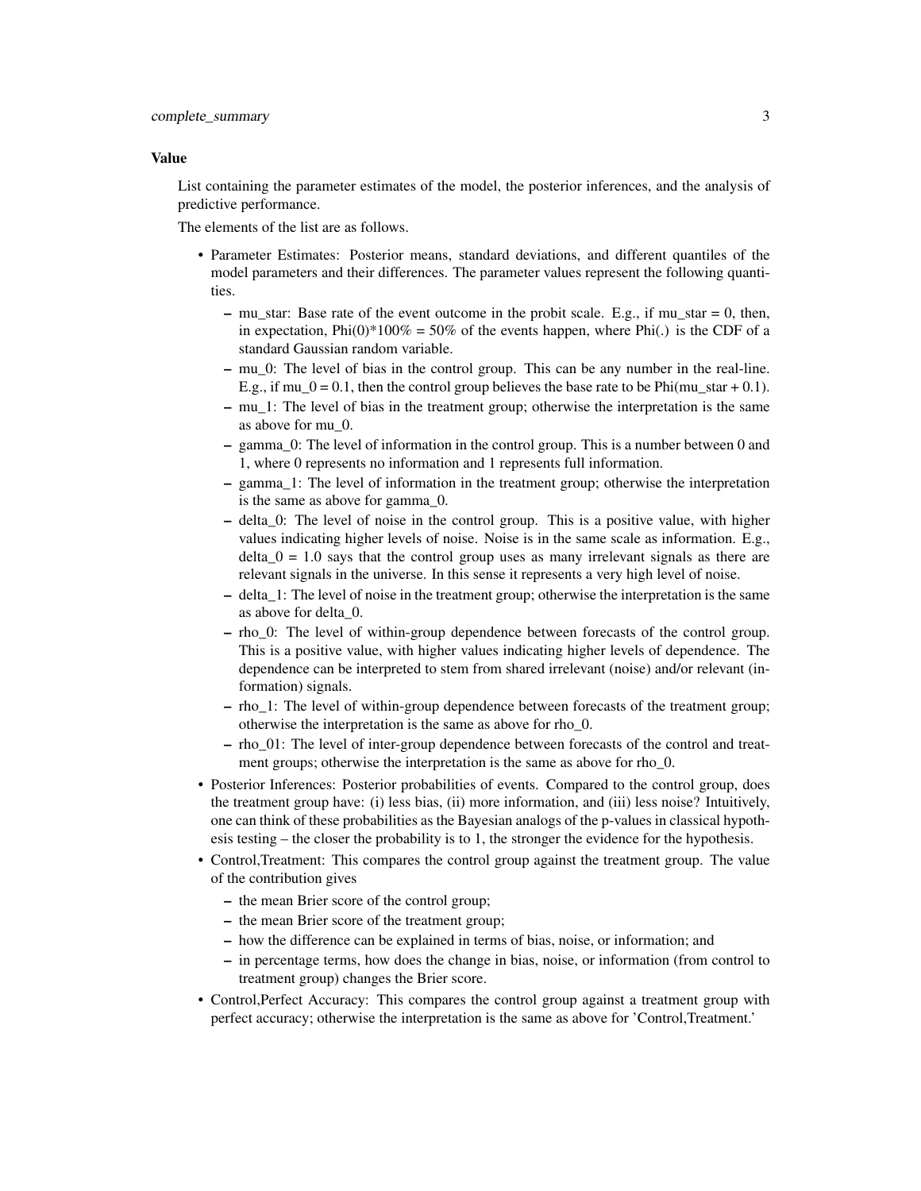### Value

List containing the parameter estimates of the model, the posterior inferences, and the analysis of predictive performance.

The elements of the list are as follows.

- Parameter Estimates: Posterior means, standard deviations, and different quantiles of the model parameters and their differences. The parameter values represent the following quantities.
  - mu_star: Base rate of the event outcome in the probit scale. E.g., if mu_star = 0, then, in expectation, Phi(0)*100% = 50% of the events happen, where Phi(.) is the CDF of a standard Gaussian random variable.
  - mu_0: The level of bias in the control group. This can be any number in the real-line. E.g., if mu_0 = 0.1, then the control group believes the base rate to be Phi(mu_star + 0.1).
  - mu_1: The level of bias in the treatment group; otherwise the interpretation is the same as above for mu_0.
  - gamma_0: The level of information in the control group. This is a number between 0 and 1, where 0 represents no information and 1 represents full information.
  - gamma_1: The level of information in the treatment group; otherwise the interpretation is the same as above for gamma_0.
  - delta_0: The level of noise in the control group. This is a positive value, with higher values indicating higher levels of noise. Noise is in the same scale as information. E.g., delta_0 = 1.0 says that the control group uses as many irrelevant signals as there are relevant signals in the universe. In this sense it represents a very high level of noise.
  - delta_1: The level of noise in the treatment group; otherwise the interpretation is the same as above for delta_0.
  - rho_0: The level of within-group dependence between forecasts of the control group. This is a positive value, with higher values indicating higher levels of dependence. The dependence can be interpreted to stem from shared irrelevant (noise) and/or relevant (information) signals.
  - rho_1: The level of within-group dependence between forecasts of the treatment group; otherwise the interpretation is the same as above for rho_0.
  - rho_01: The level of inter-group dependence between forecasts of the control and treatment groups; otherwise the interpretation is the same as above for rho_0.
- Posterior Inferences: Posterior probabilities of events. Compared to the control group, does the treatment group have: (i) less bias, (ii) more information, and (iii) less noise? Intuitively, one can think of these probabilities as the Bayesian analogs of the p-values in classical hypothesis testing – the closer the probability is to 1, the stronger the evidence for the hypothesis.
- Control,Treatment: This compares the control group against the treatment group. The value of the contribution gives
  - the mean Brier score of the control group;
  - the mean Brier score of the treatment group;
  - how the difference can be explained in terms of bias, noise, or information; and
  - in percentage terms, how does the change in bias, noise, or information (from control to treatment group) changes the Brier score.
- Control,Perfect Accuracy: This compares the control group against a treatment group with perfect accuracy; otherwise the interpretation is the same as above for 'Control,Treatment.'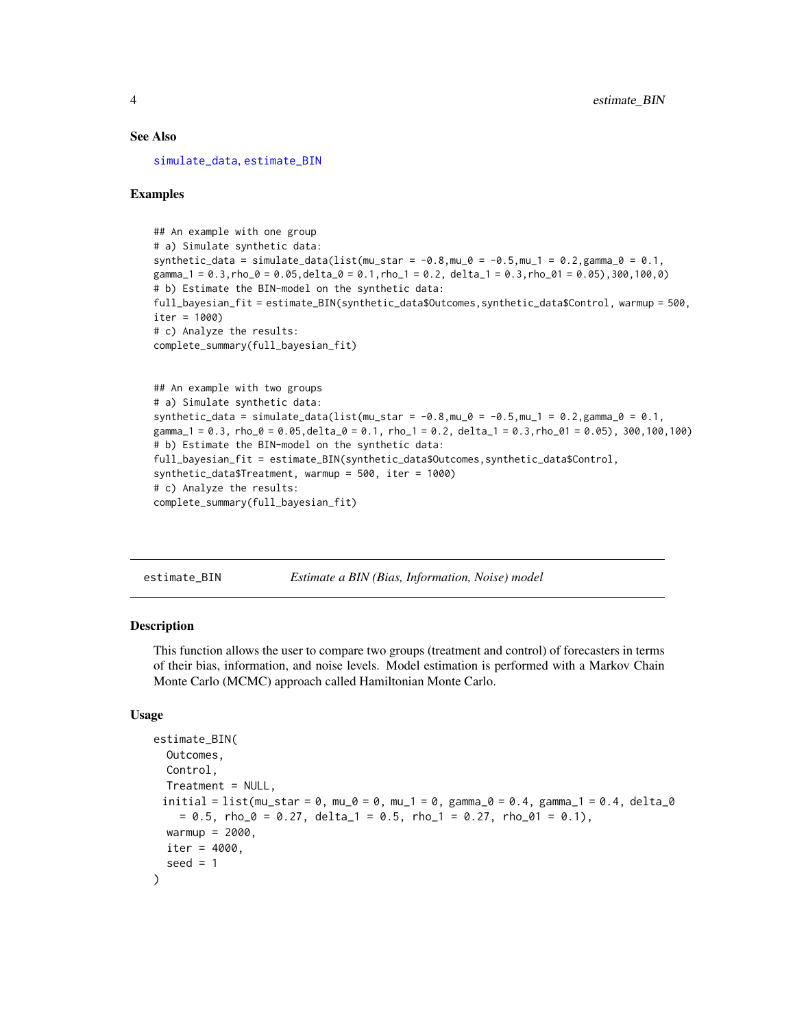### See Also

simulate_data, estimate_BIN

### Examples

```
## An example with one group
# a) Simulate synthetic data:
synthetic_data = simulate_data(list(mu_star = -0.8,mu_0 = -0.5,mu_1 = 0.2,gamma_0 = 0.1,
gamma_1 = 0.3,rho_0 = 0.05,delta_0 = 0.1,rho_1 = 0.2, delta_1 = 0.3,rho_01 = 0.05),300,100,0)
# b) Estimate the BIN-model on the synthetic data:
full_bayesian_fit = estimate_BIN(synthetic_data$Outcomes,synthetic_data$Control, warmup = 500,
iter = 1000)
# c) Analyze the results:
complete_summary(full_bayesian_fit)


## An example with two groups
# a) Simulate synthetic data:
synthetic_data = simulate_data(list(mu_star = -0.8,mu_0 = -0.5,mu_1 = 0.2,gamma_0 = 0.1,
gamma_1 = 0.3, rho_0 = 0.05,delta_0 = 0.1, rho_1 = 0.2, delta_1 = 0.3,rho_01 = 0.05), 300,100,100)
# b) Estimate the BIN-model on the synthetic data:
full_bayesian_fit = estimate_BIN(synthetic_data$Outcomes,synthetic_data$Control,
synthetic_data$Treatment, warmup = 500, iter = 1000)
# c) Analyze the results:
complete_summary(full_bayesian_fit)
```

---

## estimate_BIN &nbsp;&nbsp;&nbsp; *Estimate a BIN (Bias, Information, Noise) model*

### Description

This function allows the user to compare two groups (treatment and control) of forecasters in terms of their bias, information, and noise levels. Model estimation is performed with a Markov Chain Monte Carlo (MCMC) approach called Hamiltonian Monte Carlo.

### Usage

```
estimate_BIN(
  Outcomes,
  Control,
  Treatment = NULL,
  initial = list(mu_star = 0, mu_0 = 0, mu_1 = 0, gamma_0 = 0.4, gamma_1 = 0.4, delta_0
    = 0.5, rho_0 = 0.27, delta_1 = 0.5, rho_1 = 0.27, rho_01 = 0.1),
  warmup = 2000,
  iter = 4000,
  seed = 1
)
```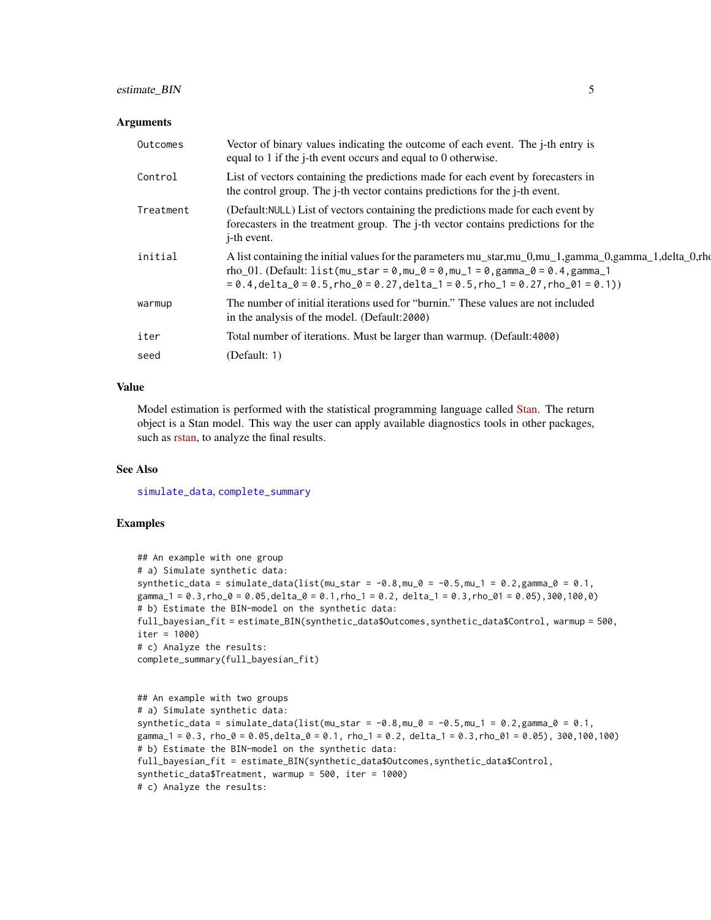## Arguments

| | |
|---|---|
| `Outcomes` | Vector of binary values indicating the outcome of each event. The j-th entry is equal to 1 if the j-th event occurs and equal to 0 otherwise. |
| `Control` | List of vectors containing the predictions made for each event by forecasters in the control group. The j-th vector contains predictions for the j-th event. |
| `Treatment` | (Default:`NULL`) List of vectors containing the predictions made for each event by forecasters in the treatment group. The j-th vector contains predictions for the j-th event. |
| `initial` | A list containing the initial values for the parameters mu_star,mu_0,mu_1,gamma_0,gamma_1,delta_0,rho rho_01. (Default: `list(mu_star = 0,mu_0 = 0,mu_1 = 0,gamma_0 = 0.4,gamma_1 = 0.4,delta_0 = 0.5,rho_0 = 0.27,delta_1 = 0.5,rho_1 = 0.27,rho_01 = 0.1)`) |
| `warmup` | The number of initial iterations used for "burnin." These values are not included in the analysis of the model. (Default:`2000`) |
| `iter` | Total number of iterations. Must be larger than warmup. (Default:`4000`) |
| `seed` | (Default: `1`) |

## Value

Model estimation is performed with the statistical programming language called Stan. The return object is a Stan model. This way the user can apply available diagnostics tools in other packages, such as rstan, to analyze the final results.

## See Also

`simulate_data`, `complete_summary`

## Examples

```
## An example with one group
# a) Simulate synthetic data:
synthetic_data = simulate_data(list(mu_star = -0.8,mu_0 = -0.5,mu_1 = 0.2,gamma_0 = 0.1,
gamma_1 = 0.3,rho_0 = 0.05,delta_0 = 0.1,rho_1 = 0.2, delta_1 = 0.3,rho_01 = 0.05),300,100,0)
# b) Estimate the BIN-model on the synthetic data:
full_bayesian_fit = estimate_BIN(synthetic_data$Outcomes,synthetic_data$Control, warmup = 500,
iter = 1000)
# c) Analyze the results:
complete_summary(full_bayesian_fit)


## An example with two groups
# a) Simulate synthetic data:
synthetic_data = simulate_data(list(mu_star = -0.8,mu_0 = -0.5,mu_1 = 0.2,gamma_0 = 0.1,
gamma_1 = 0.3, rho_0 = 0.05,delta_0 = 0.1, rho_1 = 0.2, delta_1 = 0.3,rho_01 = 0.05), 300,100,100)
# b) Estimate the BIN-model on the synthetic data:
full_bayesian_fit = estimate_BIN(synthetic_data$Outcomes,synthetic_data$Control,
synthetic_data$Treatment, warmup = 500, iter = 1000)
# c) Analyze the results:
```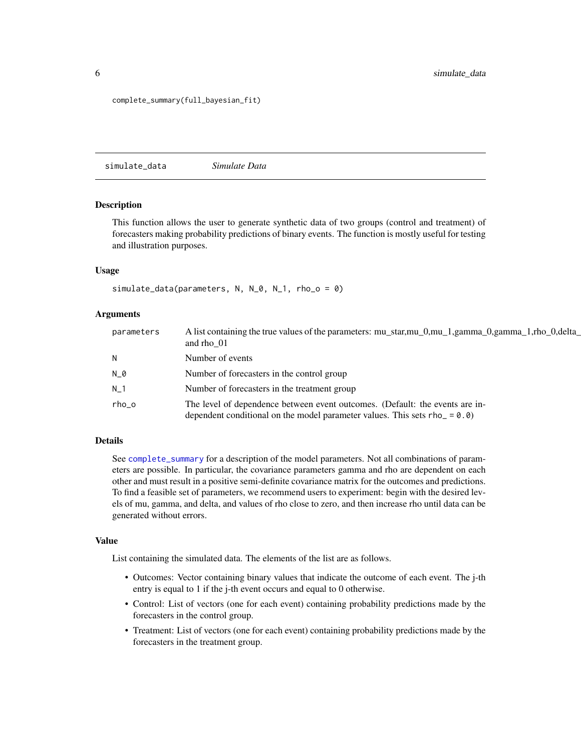```
complete_summary(full_bayesian_fit)
```

---

## simulate_data &nbsp;&nbsp;&nbsp;&nbsp; *Simulate Data*

---

### Description

This function allows the user to generate synthetic data of two groups (control and treatment) of forecasters making probability predictions of binary events. The function is mostly useful for testing and illustration purposes.

### Usage

```
simulate_data(parameters, N, N_0, N_1, rho_o = 0)
```

### Arguments

| | |
|---|---|
| parameters | A list containing the true values of the parameters: mu_star,mu_0,mu_1,gamma_0,gamma_1,rho_0,delta_ and rho_01 |
| N | Number of events |
| N_0 | Number of forecasters in the control group |
| N_1 | Number of forecasters in the treatment group |
| rho_o | The level of dependence between event outcomes. (Default: the events are independent conditional on the model parameter values. This sets `rho_ = 0.0`) |

### Details

See complete_summary for a description of the model parameters. Not all combinations of parameters are possible. In particular, the covariance parameters gamma and rho are dependent on each other and must result in a positive semi-definite covariance matrix for the outcomes and predictions. To find a feasible set of parameters, we recommend users to experiment: begin with the desired levels of mu, gamma, and delta, and values of rho close to zero, and then increase rho until data can be generated without errors.

### Value

List containing the simulated data. The elements of the list are as follows.

- Outcomes: Vector containing binary values that indicate the outcome of each event. The j-th entry is equal to 1 if the j-th event occurs and equal to 0 otherwise.
- Control: List of vectors (one for each event) containing probability predictions made by the forecasters in the control group.
- Treatment: List of vectors (one for each event) containing probability predictions made by the forecasters in the treatment group.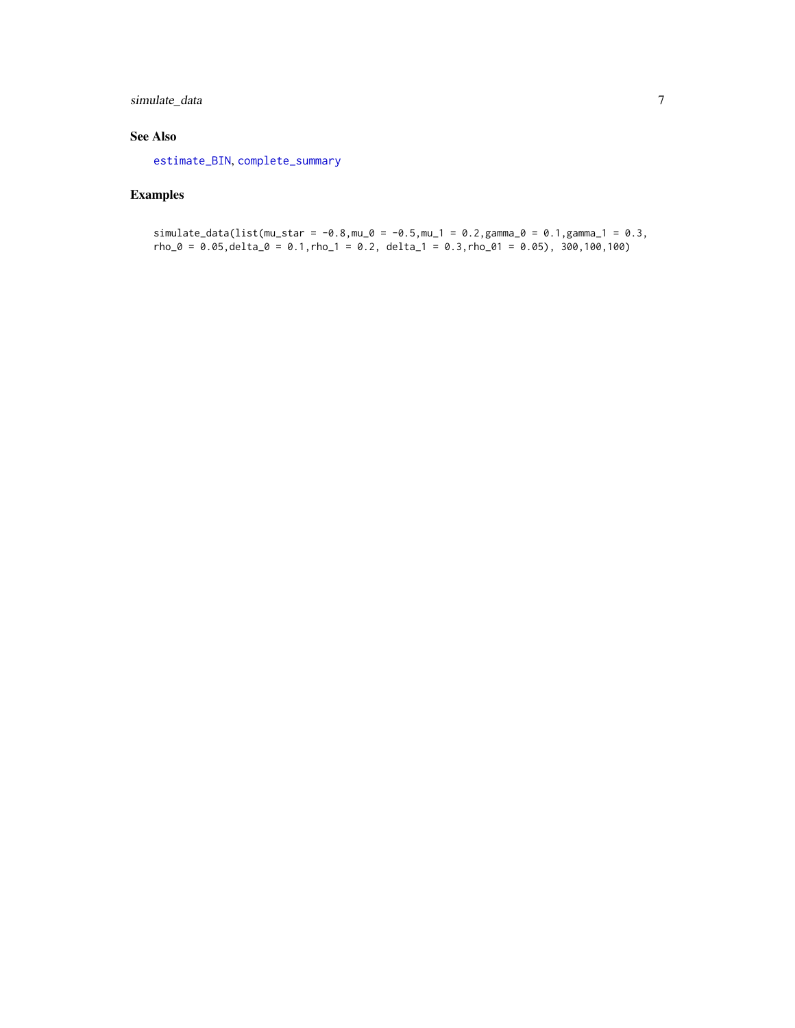### See Also

estimate_BIN, complete_summary

### Examples

```
simulate_data(list(mu_star = -0.8,mu_0 = -0.5,mu_1 = 0.2,gamma_0 = 0.1,gamma_1 = 0.3,
rho_0 = 0.05,delta_0 = 0.1,rho_1 = 0.2, delta_1 = 0.3,rho_01 = 0.05), 300,100,100)
```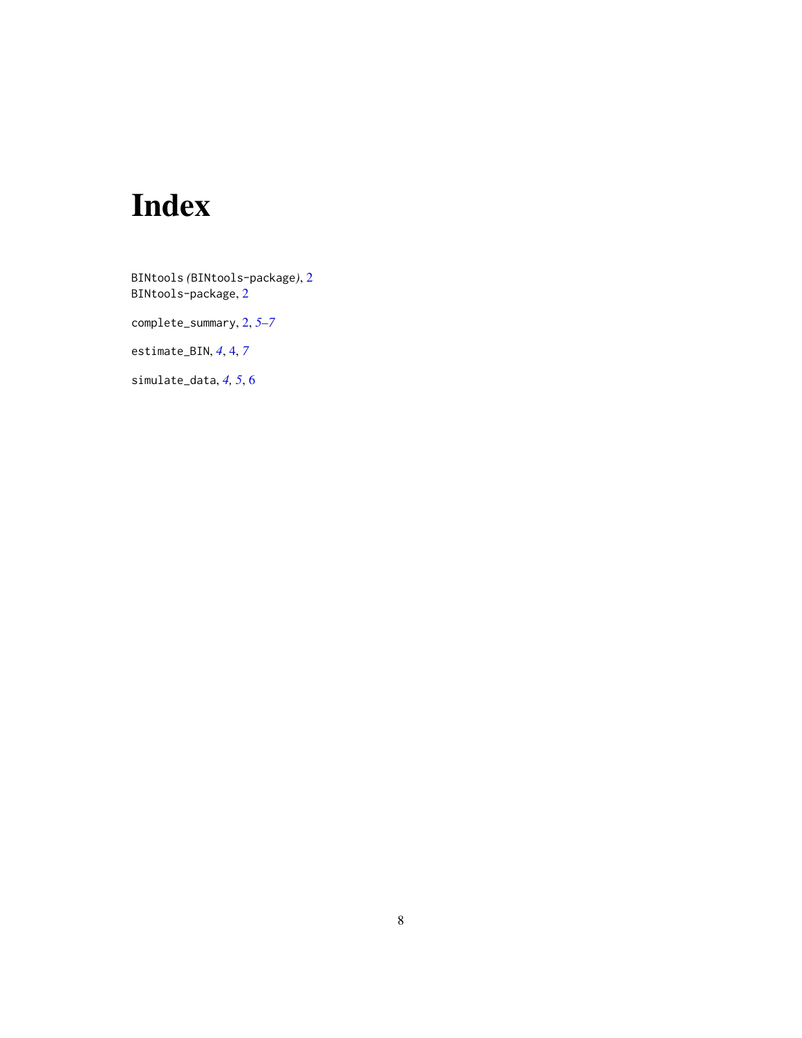# Index

BINtools (BINtools-package), 2
BINtools-package, 2

complete_summary, 2, *5–7*

estimate_BIN, *4*, 4, *7*

simulate_data, *4, 5*, 6